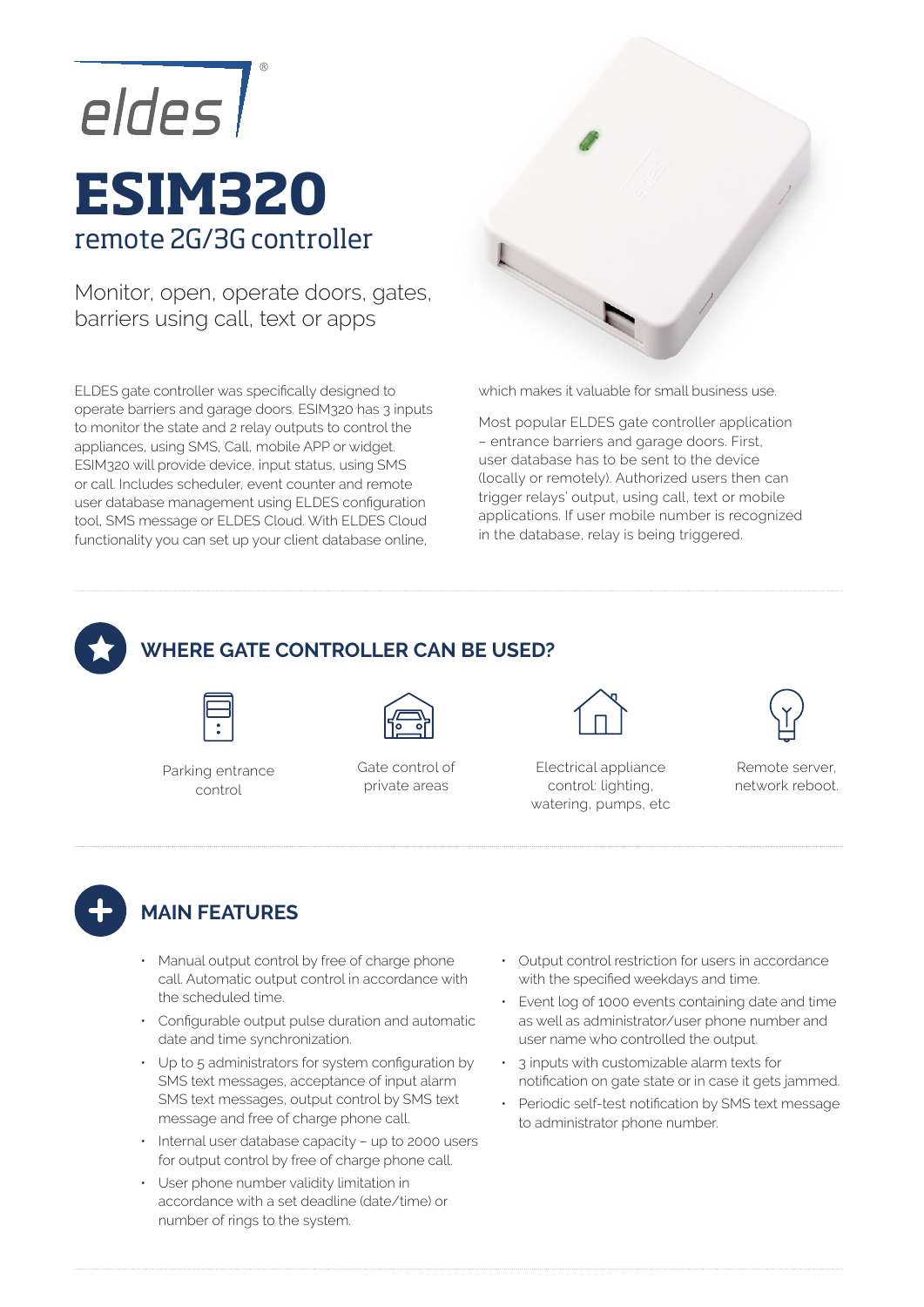eldes®

# ESIM320

## remote 2G/3G controller

Monitor, open, operate doors, gates, barriers using call, text or apps

ELDES gate controller was specifically designed to operate barriers and garage doors. ESIM320 has 3 inputs to monitor the state and 2 relay outputs to control the appliances, using SMS, Call, mobile APP or widget. ESIM320 will provide device, input status, using SMS or call. Includes scheduler, event counter and remote user database management using ELDES configuration tool, SMS message or ELDES Cloud. With ELDES Cloud functionality you can set up your client database online, which makes it valuable for small business use.

Most popular ELDES gate controller application – entrance barriers and garage doors. First, user database has to be sent to the device (locally or remotely). Authorized users then can trigger relays' output, using call, text or mobile applications. If user mobile number is recognized in the database, relay is being triggered.

## WHERE GATE CONTROLLER CAN BE USED?

- Parking entrance control
- Gate control of private areas
- Electrical appliance control: lighting, watering, pumps, etc
- Remote server, network reboot.

## MAIN FEATURES

- Manual output control by free of charge phone call. Automatic output control in accordance with the scheduled time.
- Configurable output pulse duration and automatic date and time synchronization.
- Up to 5 administrators for system configuration by SMS text messages, acceptance of input alarm SMS text messages, output control by SMS text message and free of charge phone call.
- Internal user database capacity – up to 2000 users for output control by free of charge phone call.
- User phone number validity limitation in accordance with a set deadline (date/time) or number of rings to the system.
- Output control restriction for users in accordance with the specified weekdays and time.
- Event log of 1000 events containing date and time as well as administrator/user phone number and user name who controlled the output.
- 3 inputs with customizable alarm texts for notification on gate state or in case it gets jammed.
- Periodic self-test notification by SMS text message to administrator phone number.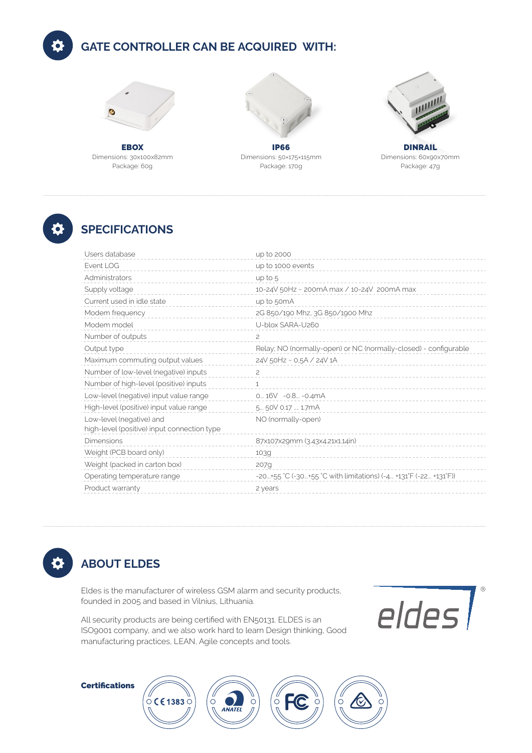## GATE CONTROLLER CAN BE ACQUIRED WITH:

**EBOX**
Dimensions: 30x100x82mm
Package: 60g

**IP66**
Dimensions: 50×175×115mm
Package: 170g

**DINRAIL**
Dimensions: 60x90x70mm
Package: 47g

## SPECIFICATIONS

| | |
|---|---|
| Users database | up to 2000 |
| Event LOG | up to 1000 events |
| Administrators | up to 5 |
| Supply voltage | 10-24V 50Hz ~ 200mA max / 10-24V 200mA max |
| Current used in idle state | up to 50mA |
| Modem frequency | 2G 850/190 Mhz, 3G 850/1900 Mhz |
| Modem model | U-blox SARA-U260 |
| Number of outputs | 2 |
| Output type | Relay; NO (normally-open) or NC (normally-closed) - configurable |
| Maximum commuting output values | 24V 50Hz ~ 0.5A / 24V 1A |
| Number of low-level (negative) inputs | 2 |
| Number of high-level (positive) inputs | 1 |
| Low-level (negative) input value range | 0... 16V -0.8... -0.4mA |
| High-level (positive) input value range | 5... 50V 0.17 .... 1.7mA |
| Low-level (negative) and high-level (positive) input connection type | NO (normally-open) |
| Dimensions | 87x107x29mm (3.43x4.21x1.14in) |
| Weight (PCB board only) | 103g |
| Weight (packed in carton box) | 207g |
| Operating temperature range | -20...+55 °C (-30...+55 °C with limitations) (-4... +131°F (-22... +131°F)) |
| Product warranty | 2 years |

## ABOUT ELDES

Eldes is the manufacturer of wireless GSM alarm and security products, founded in 2005 and based in Vilnius, Lithuania.

All security products are being certified with EN50131. ELDES is an ISO9001 company, and we also work hard to learn Design thinking, Good manufacturing practices, LEAN, Agile concepts and tools.

eldes®

**Certifications**

CE 1383 ANATEL FC